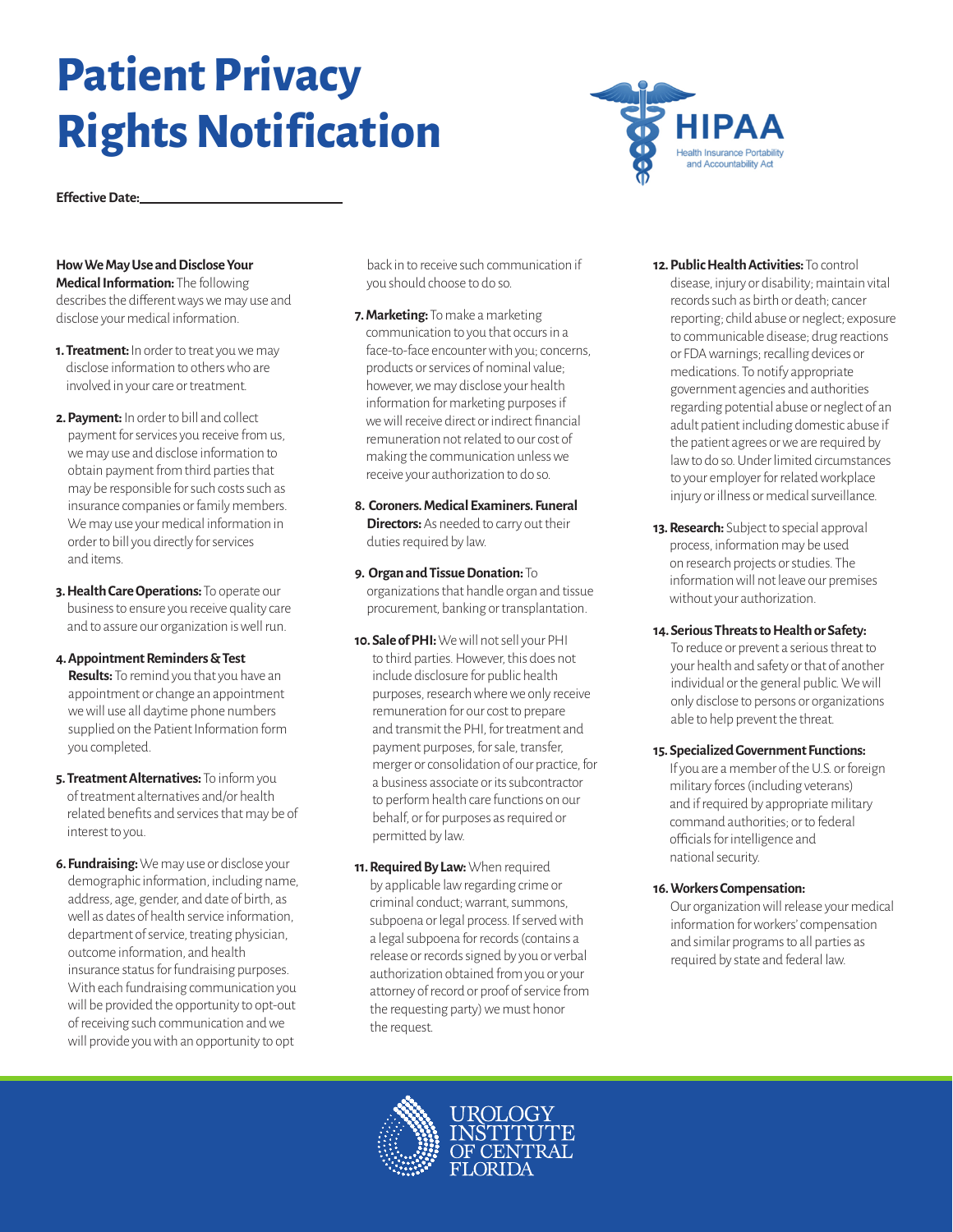# Patient Privacy Rights Notification

HIPAA
Health Insurance Portability and Accountability Act

**Effective Date:**\_\_\_\_\_\_\_\_\_\_\_\_\_\_\_\_\_\_\_\_\_\_\_\_\_\_

**How We May Use and Disclose Your Medical Information:** The following describes the different ways we may use and disclose your medical information.

1. **Treatment:** In order to treat you we may disclose information to others who are involved in your care or treatment.

2. **Payment:** In order to bill and collect payment for services you receive from us, we may use and disclose information to obtain payment from third parties that may be responsible for such costs such as insurance companies or family members. We may use your medical information in order to bill you directly for services and items.

3. **Health Care Operations:** To operate our business to ensure you receive quality care and to assure our organization is well run.

4. **Appointment Reminders & Test Results:** To remind you that you have an appointment or change an appointment we will use all daytime phone numbers supplied on the Patient Information form you completed.

5. **Treatment Alternatives:** To inform you of treatment alternatives and/or health related benefits and services that may be of interest to you.

6. **Fundraising:** We may use or disclose your demographic information, including name, address, age, gender, and date of birth, as well as dates of health service information, department of service, treating physician, outcome information, and health insurance status for fundraising purposes. With each fundraising communication you will be provided the opportunity to opt-out of receiving such communication and we will provide you with an opportunity to opt back in to receive such communication if you should choose to do so.

7. **Marketing:** To make a marketing communication to you that occurs in a face-to-face encounter with you; concerns, products or services of nominal value; however, we may disclose your health information for marketing purposes if we will receive direct or indirect financial remuneration not related to our cost of making the communication unless we receive your authorization to do so.

8. **Coroners. Medical Examiners. Funeral Directors:** As needed to carry out their duties required by law.

9. **Organ and Tissue Donation:** To organizations that handle organ and tissue procurement, banking or transplantation.

10. **Sale of PHI:** We will not sell your PHI to third parties. However, this does not include disclosure for public health purposes, research where we only receive remuneration for our cost to prepare and transmit the PHI, for treatment and payment purposes, for sale, transfer, merger or consolidation of our practice, for a business associate or its subcontractor to perform health care functions on our behalf, or for purposes as required or permitted by law.

11. **Required By Law:** When required by applicable law regarding crime or criminal conduct; warrant, summons, subpoena or legal process. If served with a legal subpoena for records (contains a release or records signed by you or verbal authorization obtained from you or your attorney of record or proof of service from the requesting party) we must honor the request.

12. **Public Health Activities:** To control disease, injury or disability; maintain vital records such as birth or death; cancer reporting; child abuse or neglect; exposure to communicable disease; drug reactions or FDA warnings; recalling devices or medications. To notify appropriate government agencies and authorities regarding potential abuse or neglect of an adult patient including domestic abuse if the patient agrees or we are required by law to do so. Under limited circumstances to your employer for related workplace injury or illness or medical surveillance.

13. **Research:** Subject to special approval process, information may be used on research projects or studies. The information will not leave our premises without your authorization.

14. **Serious Threats to Health or Safety:** To reduce or prevent a serious threat to your health and safety or that of another individual or the general public. We will only disclose to persons or organizations able to help prevent the threat.

15. **Specialized Government Functions:** If you are a member of the U.S. or foreign military forces (including veterans) and if required by appropriate military command authorities; or to federal officials for intelligence and national security.

16. **Workers Compensation:** Our organization will release your medical information for workers' compensation and similar programs to all parties as required by state and federal law.

UROLOGY INSTITUTE OF CENTRAL FLORIDA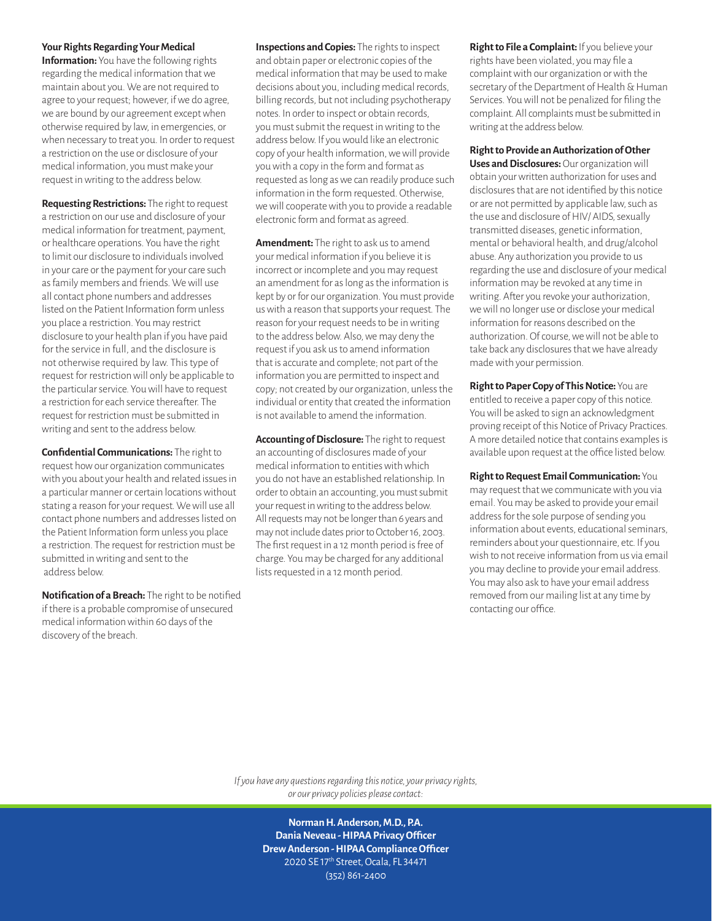**Your Rights Regarding Your Medical Information:** You have the following rights regarding the medical information that we maintain about you. We are not required to agree to your request; however, if we do agree, we are bound by our agreement except when otherwise required by law, in emergencies, or when necessary to treat you. In order to request a restriction on the use or disclosure of your medical information, you must make your request in writing to the address below.

**Requesting Restrictions:** The right to request a restriction on our use and disclosure of your medical information for treatment, payment, or healthcare operations. You have the right to limit our disclosure to individuals involved in your care or the payment for your care such as family members and friends. We will use all contact phone numbers and addresses listed on the Patient Information form unless you place a restriction. You may restrict disclosure to your health plan if you have paid for the service in full, and the disclosure is not otherwise required by law. This type of request for restriction will only be applicable to the particular service. You will have to request a restriction for each service thereafter. The request for restriction must be submitted in writing and sent to the address below.

**Confidential Communications:** The right to request how our organization communicates with you about your health and related issues in a particular manner or certain locations without stating a reason for your request. We will use all contact phone numbers and addresses listed on the Patient Information form unless you place a restriction. The request for restriction must be submitted in writing and sent to the address below.

**Notification of a Breach:** The right to be notified if there is a probable compromise of unsecured medical information within 60 days of the discovery of the breach.

**Inspections and Copies:** The rights to inspect and obtain paper or electronic copies of the medical information that may be used to make decisions about you, including medical records, billing records, but not including psychotherapy notes. In order to inspect or obtain records, you must submit the request in writing to the address below. If you would like an electronic copy of your health information, we will provide you with a copy in the form and format as requested as long as we can readily produce such information in the form requested. Otherwise, we will cooperate with you to provide a readable electronic form and format as agreed.

**Amendment:** The right to ask us to amend your medical information if you believe it is incorrect or incomplete and you may request an amendment for as long as the information is kept by or for our organization. You must provide us with a reason that supports your request. The reason for your request needs to be in writing to the address below. Also, we may deny the request if you ask us to amend information that is accurate and complete; not part of the information you are permitted to inspect and copy; not created by our organization, unless the individual or entity that created the information is not available to amend the information.

**Accounting of Disclosure:** The right to request an accounting of disclosures made of your medical information to entities with which you do not have an established relationship. In order to obtain an accounting, you must submit your request in writing to the address below. All requests may not be longer than 6 years and may not include dates prior to October 16, 2003. The first request in a 12 month period is free of charge. You may be charged for any additional lists requested in a 12 month period.

**Right to File a Complaint:** If you believe your rights have been violated, you may file a complaint with our organization or with the secretary of the Department of Health & Human Services. You will not be penalized for filing the complaint. All complaints must be submitted in writing at the address below.

**Right to Provide an Authorization of Other Uses and Disclosures:** Our organization will obtain your written authorization for uses and disclosures that are not identified by this notice or are not permitted by applicable law, such as the use and disclosure of HIV/ AIDS, sexually transmitted diseases, genetic information, mental or behavioral health, and drug/alcohol abuse. Any authorization you provide to us regarding the use and disclosure of your medical information may be revoked at any time in writing. After you revoke your authorization, we will no longer use or disclose your medical information for reasons described on the authorization. Of course, we will not be able to take back any disclosures that we have already made with your permission.

**Right to Paper Copy of This Notice:** You are entitled to receive a paper copy of this notice. You will be asked to sign an acknowledgment proving receipt of this Notice of Privacy Practices. A more detailed notice that contains examples is available upon request at the office listed below.

**Right to Request Email Communication:** You may request that we communicate with you via email. You may be asked to provide your email address for the sole purpose of sending you information about events, educational seminars, reminders about your questionnaire, etc. If you wish to not receive information from us via email you may decline to provide your email address. You may also ask to have your email address removed from our mailing list at any time by contacting our office.

*If you have any questions regarding this notice, your privacy rights, or our privacy policies please contact:*

**Norman H. Anderson, M.D., P.A.**
**Dania Neveau - HIPAA Privacy Officer**
**Drew Anderson - HIPAA Compliance Officer**
2020 SE 17th Street, Ocala, FL 34471
(352) 861-2400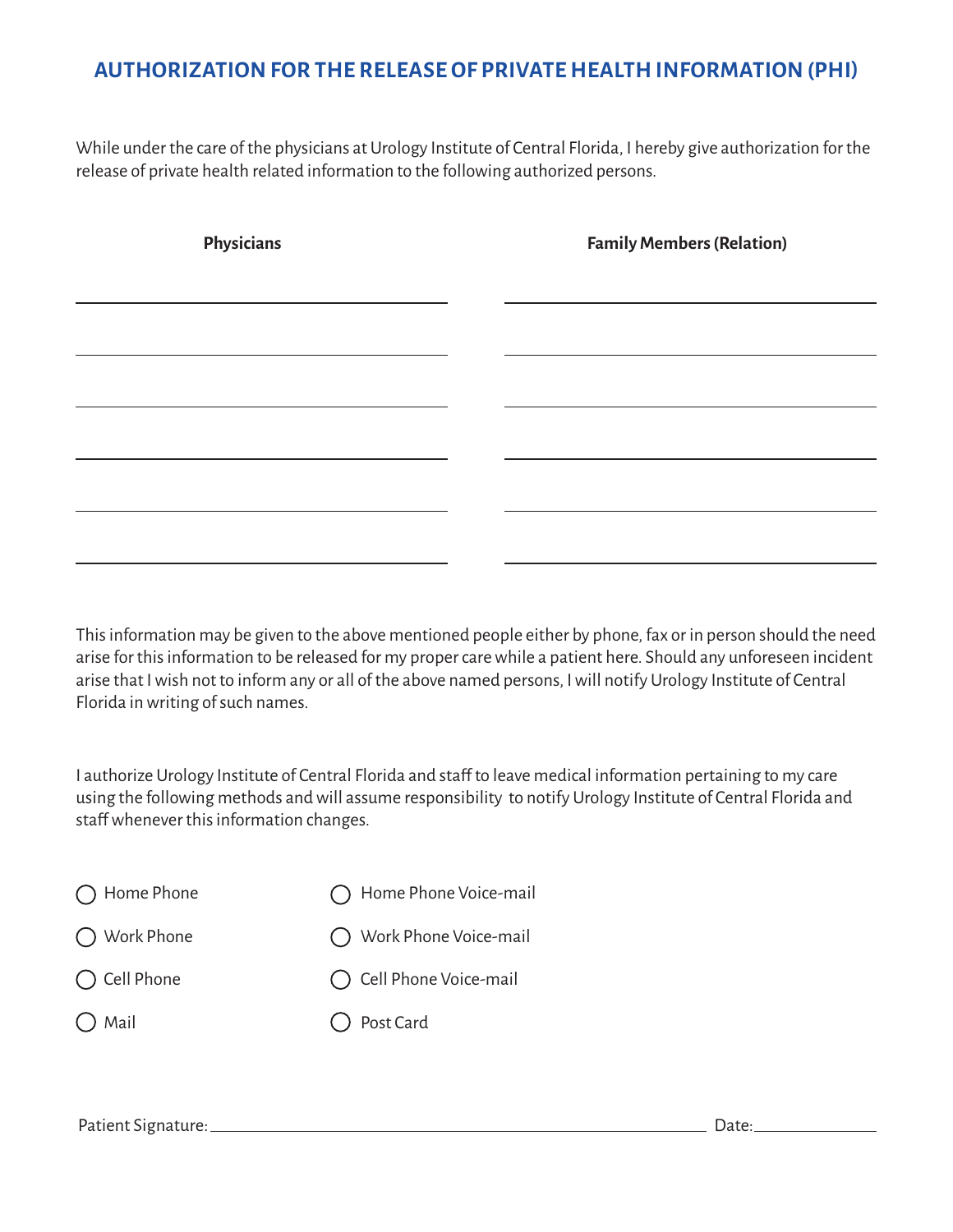# AUTHORIZATION FOR THE RELEASE OF PRIVATE HEALTH INFORMATION (PHI)

While under the care of the physicians at Urology Institute of Central Florida, I hereby give authorization for the release of private health related information to the following authorized persons.

| Physicians | Family Members (Relation) |
|---|---|
| | |
| | |
| | |
| | |
| | |
| | |

This information may be given to the above mentioned people either by phone, fax or in person should the need arise for this information to be released for my proper care while a patient here. Should any unforeseen incident arise that I wish not to inform any or all of the above named persons, I will notify Urology Institute of Central Florida in writing of such names.

I authorize Urology Institute of Central Florida and staff to leave medical information pertaining to my care using the following methods and will assume responsibility to notify Urology Institute of Central Florida and staff whenever this information changes.

- ◯ Home Phone
- ◯ Home Phone Voice-mail
- ◯ Work Phone
- ◯ Work Phone Voice-mail
- ◯ Cell Phone
- ◯ Cell Phone Voice-mail
- ◯ Mail
- ◯ Post Card

Patient Signature: ______________________________ Date: ____________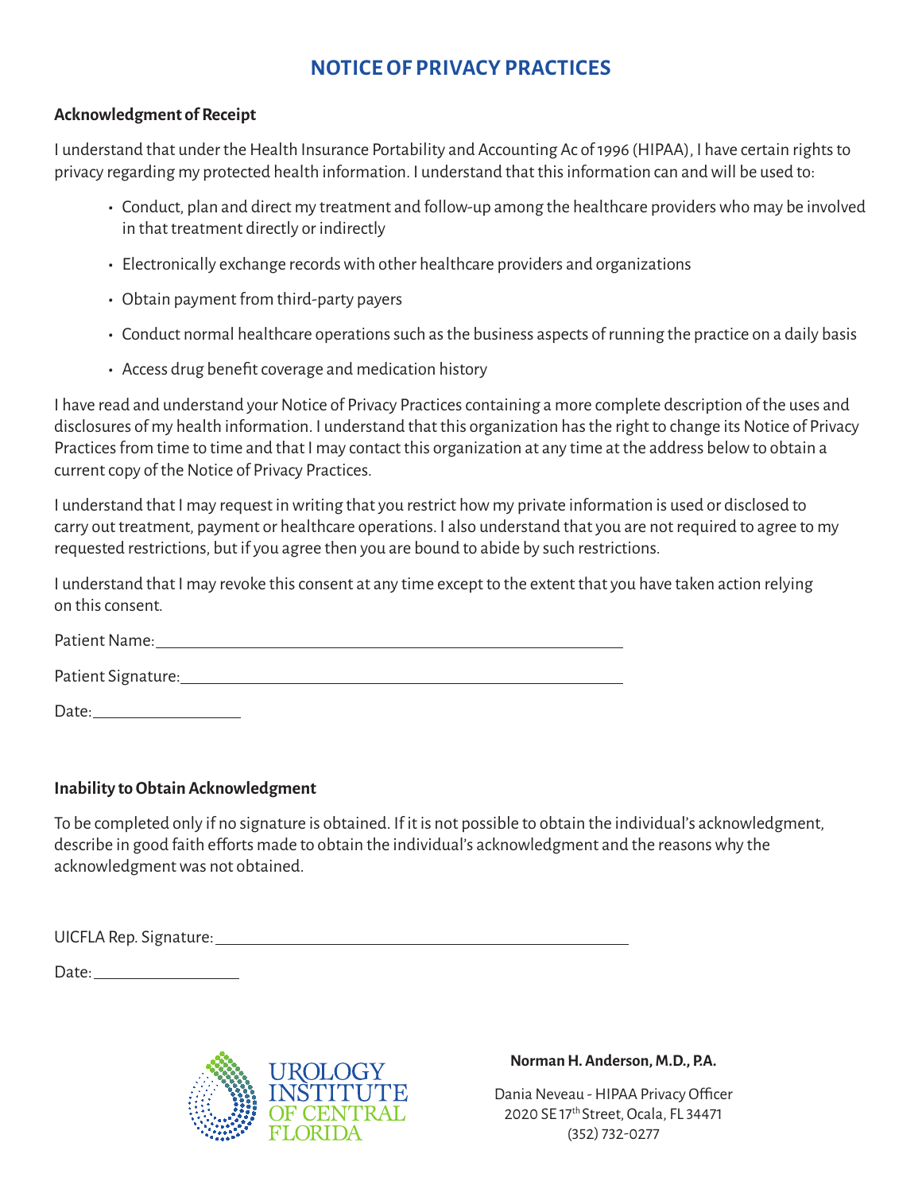# NOTICE OF PRIVACY PRACTICES

**Acknowledgment of Receipt**

I understand that under the Health Insurance Portability and Accounting Ac of 1996 (HIPAA), I have certain rights to privacy regarding my protected health information. I understand that this information can and will be used to:

- Conduct, plan and direct my treatment and follow-up among the healthcare providers who may be involved in that treatment directly or indirectly
- Electronically exchange records with other healthcare providers and organizations
- Obtain payment from third-party payers
- Conduct normal healthcare operations such as the business aspects of running the practice on a daily basis
- Access drug benefit coverage and medication history

I have read and understand your Notice of Privacy Practices containing a more complete description of the uses and disclosures of my health information. I understand that this organization has the right to change its Notice of Privacy Practices from time to time and that I may contact this organization at any time at the address below to obtain a current copy of the Notice of Privacy Practices.

I understand that I may request in writing that you restrict how my private information is used or disclosed to carry out treatment, payment or healthcare operations. I also understand that you are not required to agree to my requested restrictions, but if you agree then you are bound to abide by such restrictions.

I understand that I may revoke this consent at any time except to the extent that you have taken action relying on this consent.

Patient Name: ____________________________________________

Patient Signature: ____________________________________________

Date: ________________

**Inability to Obtain Acknowledgment**

To be completed only if no signature is obtained. If it is not possible to obtain the individual's acknowledgment, describe in good faith efforts made to obtain the individual's acknowledgment and the reasons why the acknowledgment was not obtained.

UICFLA Rep. Signature: ____________________________________________

Date: ________________

UROLOGY INSTITUTE OF CENTRAL FLORIDA

**Norman H. Anderson, M.D., P.A.**

Dania Neveau - HIPAA Privacy Officer
2020 SE 17th Street, Ocala, FL 34471
(352) 732-0277